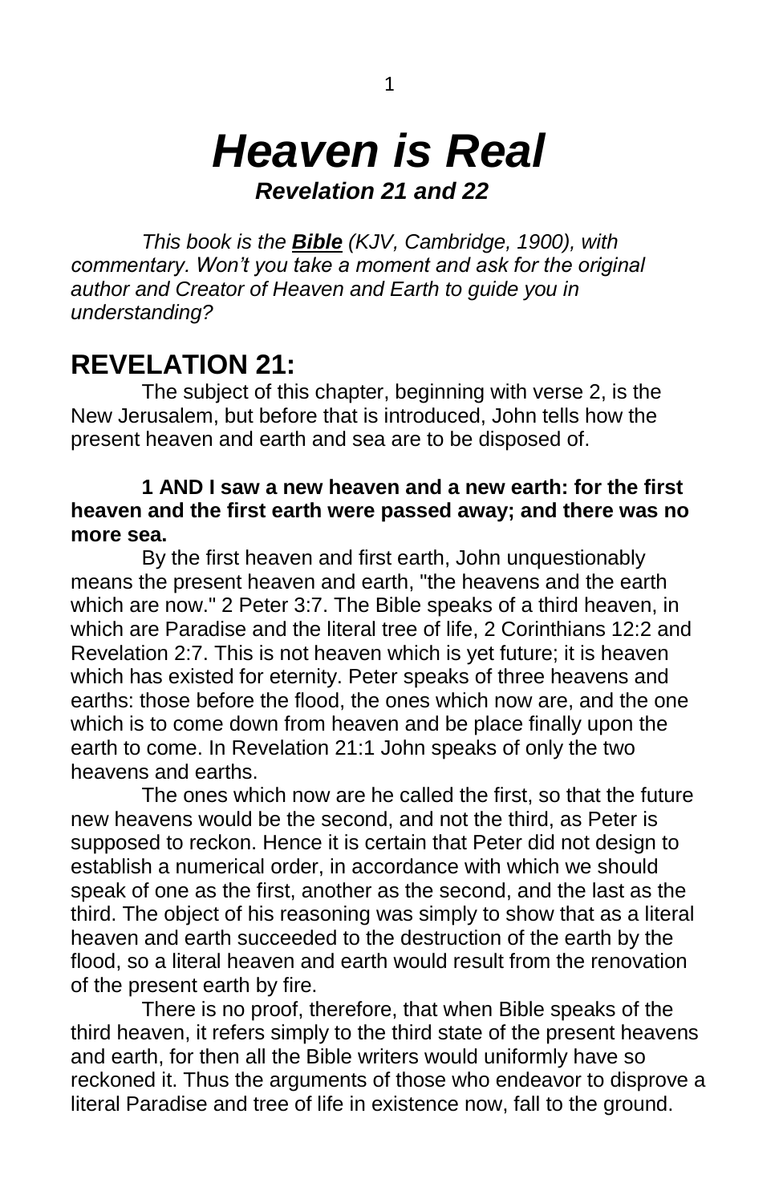# *Heaven is Real*

***Revelation 21 and 22***

*This book is the **Bible** (KJV, Cambridge, 1900), with commentary. Won't you take a moment and ask for the original author and Creator of Heaven and Earth to guide you in understanding?*

## REVELATION 21:

The subject of this chapter, beginning with verse 2, is the New Jerusalem, but before that is introduced, John tells how the present heaven and earth and sea are to be disposed of.

**1 AND I saw a new heaven and a new earth: for the first heaven and the first earth were passed away; and there was no more sea.**

By the first heaven and first earth, John unquestionably means the present heaven and earth, "the heavens and the earth which are now." 2 Peter 3:7. The Bible speaks of a third heaven, in which are Paradise and the literal tree of life, 2 Corinthians 12:2 and Revelation 2:7. This is not heaven which is yet future; it is heaven which has existed for eternity. Peter speaks of three heavens and earths: those before the flood, the ones which now are, and the one which is to come down from heaven and be place finally upon the earth to come. In Revelation 21:1 John speaks of only the two heavens and earths.

The ones which now are he called the first, so that the future new heavens would be the second, and not the third, as Peter is supposed to reckon. Hence it is certain that Peter did not design to establish a numerical order, in accordance with which we should speak of one as the first, another as the second, and the last as the third. The object of his reasoning was simply to show that as a literal heaven and earth succeeded to the destruction of the earth by the flood, so a literal heaven and earth would result from the renovation of the present earth by fire.

There is no proof, therefore, that when Bible speaks of the third heaven, it refers simply to the third state of the present heavens and earth, for then all the Bible writers would uniformly have so reckoned it. Thus the arguments of those who endeavor to disprove a literal Paradise and tree of life in existence now, fall to the ground.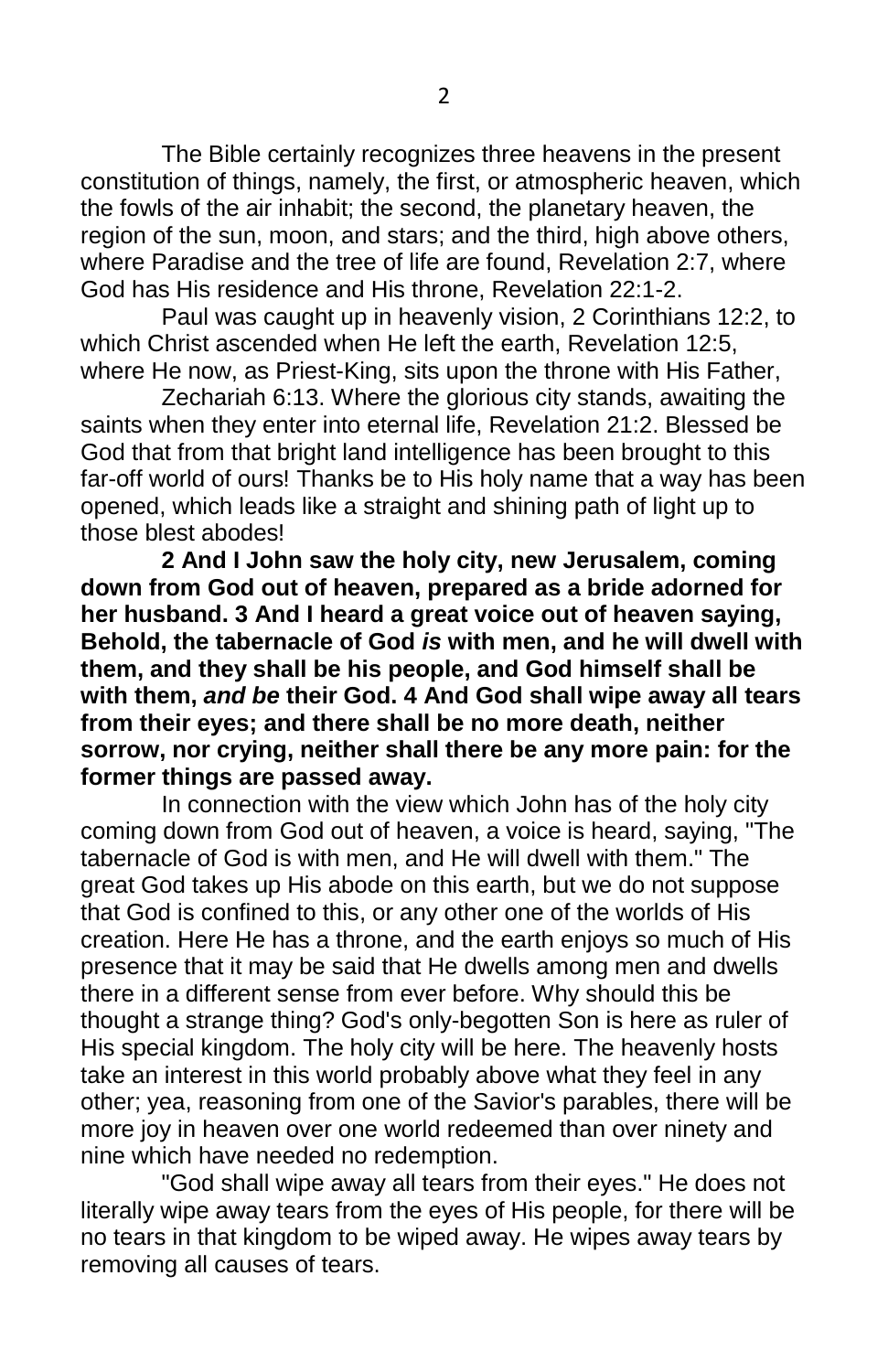The Bible certainly recognizes three heavens in the present constitution of things, namely, the first, or atmospheric heaven, which the fowls of the air inhabit; the second, the planetary heaven, the region of the sun, moon, and stars; and the third, high above others, where Paradise and the tree of life are found, Revelation 2:7, where God has His residence and His throne, Revelation 22:1-2.

Paul was caught up in heavenly vision, 2 Corinthians 12:2, to which Christ ascended when He left the earth, Revelation 12:5, where He now, as Priest-King, sits upon the throne with His Father,

Zechariah 6:13. Where the glorious city stands, awaiting the saints when they enter into eternal life, Revelation 21:2. Blessed be God that from that bright land intelligence has been brought to this far-off world of ours! Thanks be to His holy name that a way has been opened, which leads like a straight and shining path of light up to those blest abodes!

**2 And I John saw the holy city, new Jerusalem, coming down from God out of heaven, prepared as a bride adorned for her husband. 3 And I heard a great voice out of heaven saying, Behold, the tabernacle of God *is* with men, and he will dwell with them, and they shall be his people, and God himself shall be with them, *and be* their God. 4 And God shall wipe away all tears from their eyes; and there shall be no more death, neither sorrow, nor crying, neither shall there be any more pain: for the former things are passed away.**

In connection with the view which John has of the holy city coming down from God out of heaven, a voice is heard, saying, "The tabernacle of God is with men, and He will dwell with them." The great God takes up His abode on this earth, but we do not suppose that God is confined to this, or any other one of the worlds of His creation. Here He has a throne, and the earth enjoys so much of His presence that it may be said that He dwells among men and dwells there in a different sense from ever before. Why should this be thought a strange thing? God's only-begotten Son is here as ruler of His special kingdom. The holy city will be here. The heavenly hosts take an interest in this world probably above what they feel in any other; yea, reasoning from one of the Savior's parables, there will be more joy in heaven over one world redeemed than over ninety and nine which have needed no redemption.

"God shall wipe away all tears from their eyes." He does not literally wipe away tears from the eyes of His people, for there will be no tears in that kingdom to be wiped away. He wipes away tears by removing all causes of tears.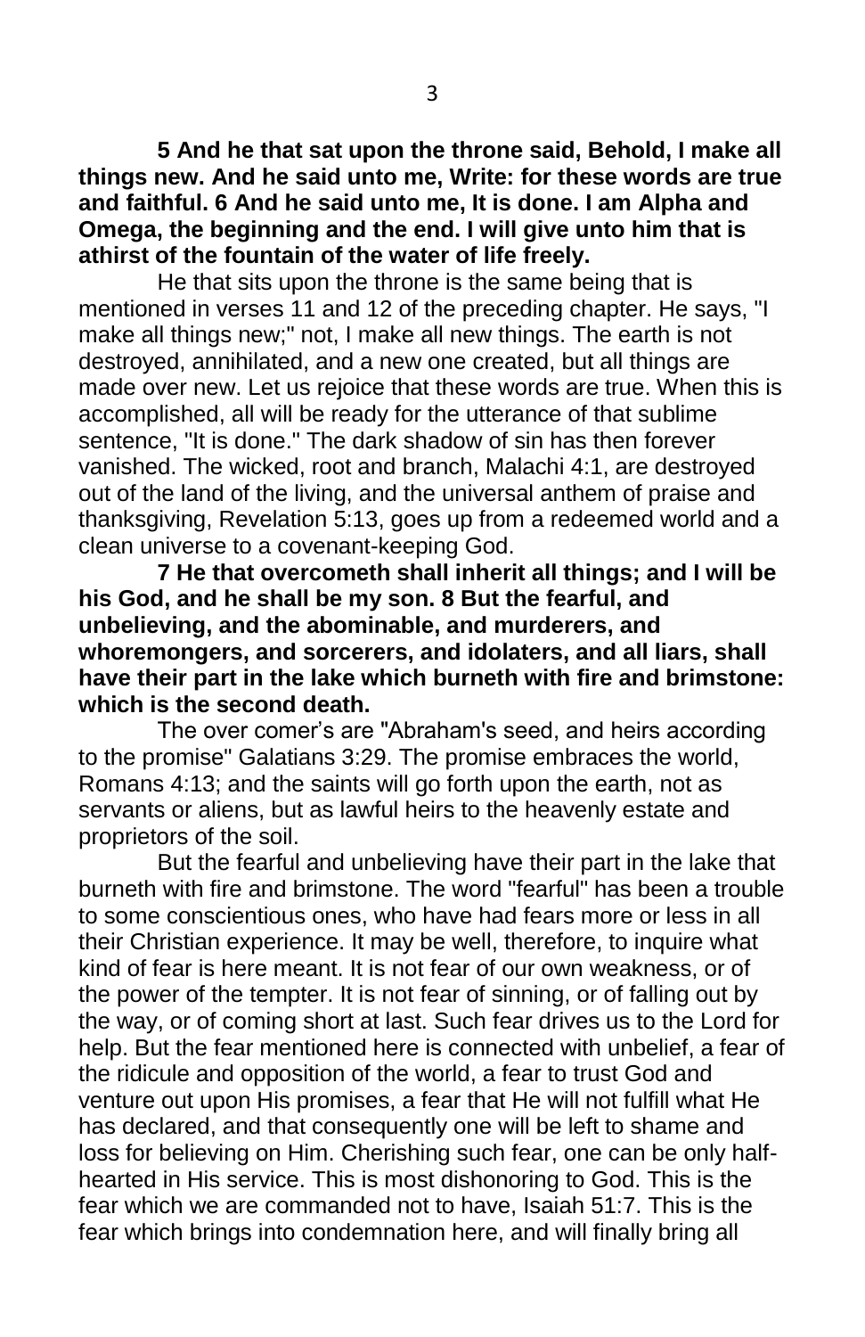**5 And he that sat upon the throne said, Behold, I make all things new. And he said unto me, Write: for these words are true and faithful. 6 And he said unto me, It is done. I am Alpha and Omega, the beginning and the end. I will give unto him that is athirst of the fountain of the water of life freely.**

He that sits upon the throne is the same being that is mentioned in verses 11 and 12 of the preceding chapter. He says, "I make all things new;" not, I make all new things. The earth is not destroyed, annihilated, and a new one created, but all things are made over new. Let us rejoice that these words are true. When this is accomplished, all will be ready for the utterance of that sublime sentence, "It is done." The dark shadow of sin has then forever vanished. The wicked, root and branch, Malachi 4:1, are destroyed out of the land of the living, and the universal anthem of praise and thanksgiving, Revelation 5:13, goes up from a redeemed world and a clean universe to a covenant-keeping God.

**7 He that overcometh shall inherit all things; and I will be his God, and he shall be my son. 8 But the fearful, and unbelieving, and the abominable, and murderers, and whoremongers, and sorcerers, and idolaters, and all liars, shall have their part in the lake which burneth with fire and brimstone: which is the second death.**

The over comer's are "Abraham's seed, and heirs according to the promise" Galatians 3:29. The promise embraces the world, Romans 4:13; and the saints will go forth upon the earth, not as servants or aliens, but as lawful heirs to the heavenly estate and proprietors of the soil.

But the fearful and unbelieving have their part in the lake that burneth with fire and brimstone. The word "fearful" has been a trouble to some conscientious ones, who have had fears more or less in all their Christian experience. It may be well, therefore, to inquire what kind of fear is here meant. It is not fear of our own weakness, or of the power of the tempter. It is not fear of sinning, or of falling out by the way, or of coming short at last. Such fear drives us to the Lord for help. But the fear mentioned here is connected with unbelief, a fear of the ridicule and opposition of the world, a fear to trust God and venture out upon His promises, a fear that He will not fulfill what He has declared, and that consequently one will be left to shame and loss for believing on Him. Cherishing such fear, one can be only half-hearted in His service. This is most dishonoring to God. This is the fear which we are commanded not to have, Isaiah 51:7. This is the fear which brings into condemnation here, and will finally bring all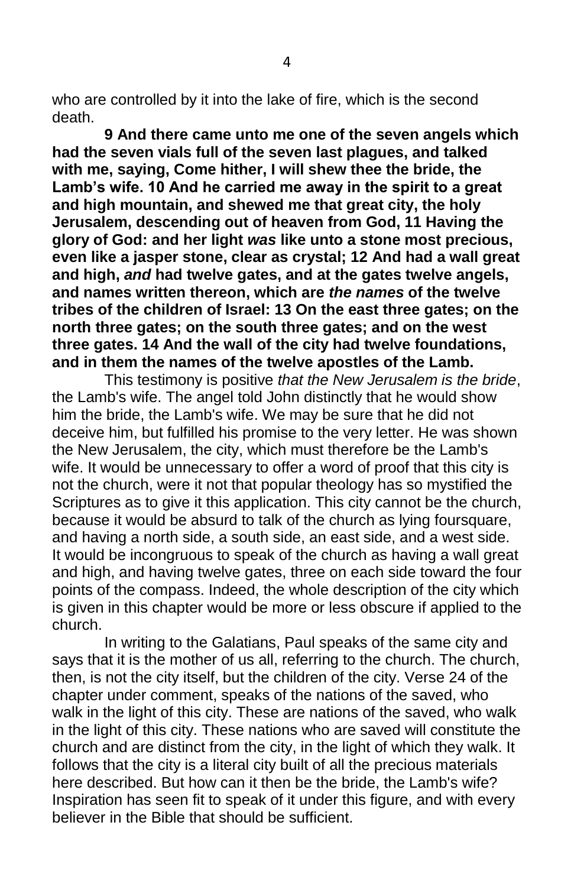who are controlled by it into the lake of fire, which is the second death.

**9 And there came unto me one of the seven angels which had the seven vials full of the seven last plagues, and talked with me, saying, Come hither, I will shew thee the bride, the Lamb's wife. 10 And he carried me away in the spirit to a great and high mountain, and shewed me that great city, the holy Jerusalem, descending out of heaven from God, 11 Having the glory of God: and her light *was* like unto a stone most precious, even like a jasper stone, clear as crystal; 12 And had a wall great and high, *and* had twelve gates, and at the gates twelve angels, and names written thereon, which are *the names* of the twelve tribes of the children of Israel: 13 On the east three gates; on the north three gates; on the south three gates; and on the west three gates. 14 And the wall of the city had twelve foundations, and in them the names of the twelve apostles of the Lamb.**

This testimony is positive *that the New Jerusalem is the bride*, the Lamb's wife. The angel told John distinctly that he would show him the bride, the Lamb's wife. We may be sure that he did not deceive him, but fulfilled his promise to the very letter. He was shown the New Jerusalem, the city, which must therefore be the Lamb's wife. It would be unnecessary to offer a word of proof that this city is not the church, were it not that popular theology has so mystified the Scriptures as to give it this application. This city cannot be the church, because it would be absurd to talk of the church as lying foursquare, and having a north side, a south side, an east side, and a west side. It would be incongruous to speak of the church as having a wall great and high, and having twelve gates, three on each side toward the four points of the compass. Indeed, the whole description of the city which is given in this chapter would be more or less obscure if applied to the church.

In writing to the Galatians, Paul speaks of the same city and says that it is the mother of us all, referring to the church. The church, then, is not the city itself, but the children of the city. Verse 24 of the chapter under comment, speaks of the nations of the saved, who walk in the light of this city. These are nations of the saved, who walk in the light of this city. These nations who are saved will constitute the church and are distinct from the city, in the light of which they walk. It follows that the city is a literal city built of all the precious materials here described. But how can it then be the bride, the Lamb's wife? Inspiration has seen fit to speak of it under this figure, and with every believer in the Bible that should be sufficient.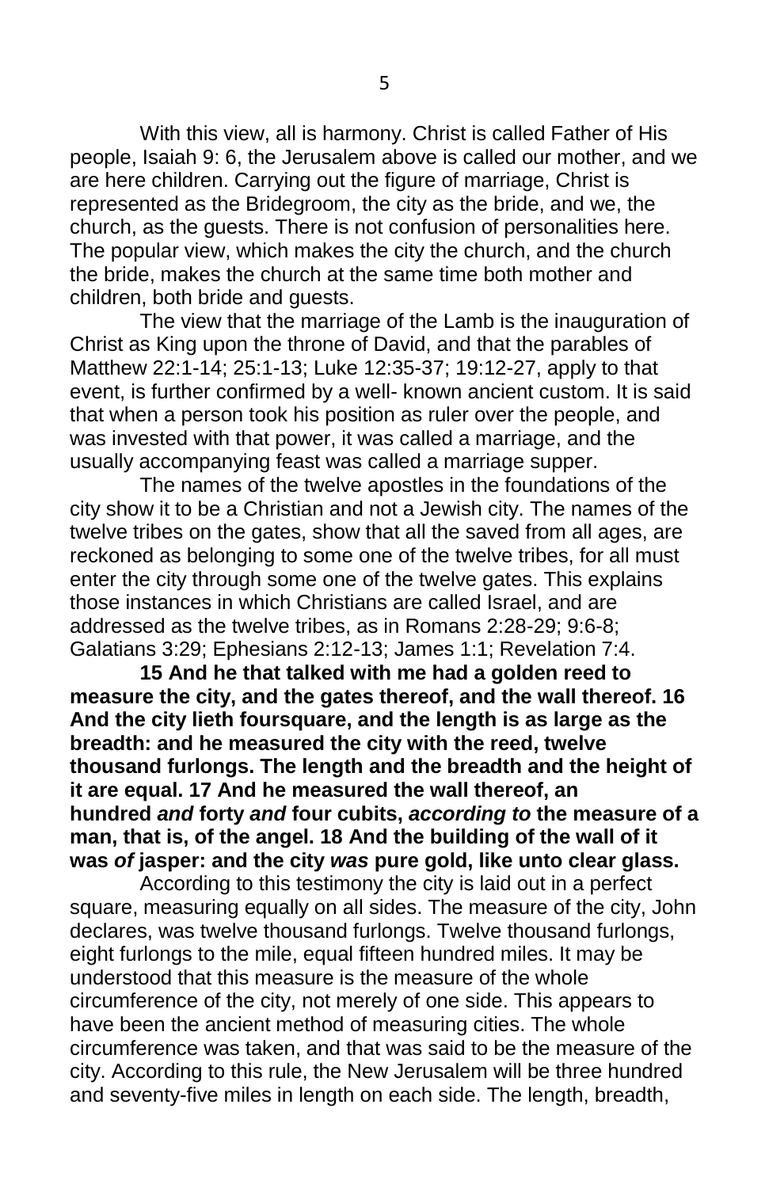With this view, all is harmony. Christ is called Father of His people, Isaiah 9: 6, the Jerusalem above is called our mother, and we are here children. Carrying out the figure of marriage, Christ is represented as the Bridegroom, the city as the bride, and we, the church, as the guests. There is not confusion of personalities here. The popular view, which makes the city the church, and the church the bride, makes the church at the same time both mother and children, both bride and guests.

The view that the marriage of the Lamb is the inauguration of Christ as King upon the throne of David, and that the parables of Matthew 22:1-14; 25:1-13; Luke 12:35-37; 19:12-27, apply to that event, is further confirmed by a well- known ancient custom. It is said that when a person took his position as ruler over the people, and was invested with that power, it was called a marriage, and the usually accompanying feast was called a marriage supper.

The names of the twelve apostles in the foundations of the city show it to be a Christian and not a Jewish city. The names of the twelve tribes on the gates, show that all the saved from all ages, are reckoned as belonging to some one of the twelve tribes, for all must enter the city through some one of the twelve gates. This explains those instances in which Christians are called Israel, and are addressed as the twelve tribes, as in Romans 2:28-29; 9:6-8; Galatians 3:29; Ephesians 2:12-13; James 1:1; Revelation 7:4.

**15 And he that talked with me had a golden reed to measure the city, and the gates thereof, and the wall thereof. 16 And the city lieth foursquare, and the length is as large as the breadth: and he measured the city with the reed, twelve thousand furlongs. The length and the breadth and the height of it are equal. 17 And he measured the wall thereof, an hundred *and* forty *and* four cubits, *according to* the measure of a man, that is, of the angel. 18 And the building of the wall of it was *of* jasper: and the city *was* pure gold, like unto clear glass.**

According to this testimony the city is laid out in a perfect square, measuring equally on all sides. The measure of the city, John declares, was twelve thousand furlongs. Twelve thousand furlongs, eight furlongs to the mile, equal fifteen hundred miles. It may be understood that this measure is the measure of the whole circumference of the city, not merely of one side. This appears to have been the ancient method of measuring cities. The whole circumference was taken, and that was said to be the measure of the city. According to this rule, the New Jerusalem will be three hundred and seventy-five miles in length on each side. The length, breadth,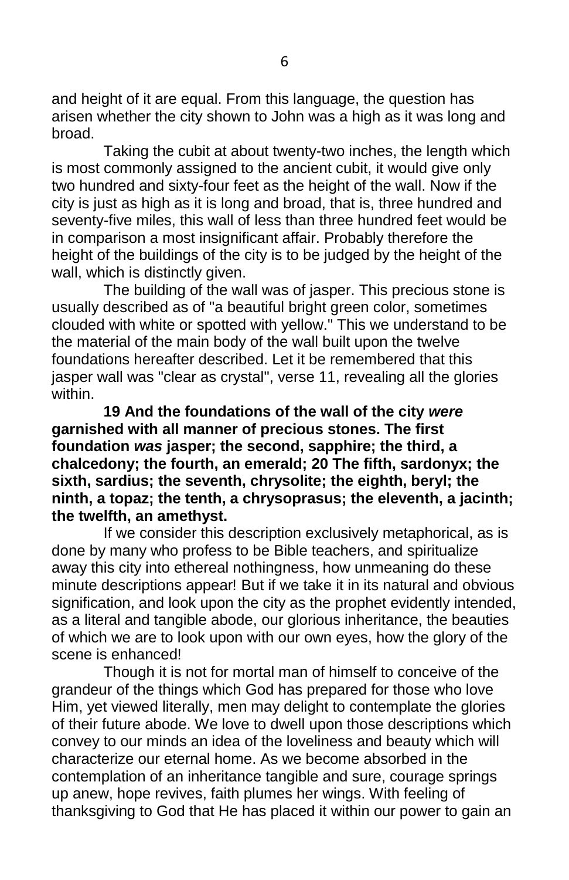and height of it are equal. From this language, the question has arisen whether the city shown to John was a high as it was long and broad.

Taking the cubit at about twenty-two inches, the length which is most commonly assigned to the ancient cubit, it would give only two hundred and sixty-four feet as the height of the wall. Now if the city is just as high as it is long and broad, that is, three hundred and seventy-five miles, this wall of less than three hundred feet would be in comparison a most insignificant affair. Probably therefore the height of the buildings of the city is to be judged by the height of the wall, which is distinctly given.

The building of the wall was of jasper. This precious stone is usually described as of "a beautiful bright green color, sometimes clouded with white or spotted with yellow." This we understand to be the material of the main body of the wall built upon the twelve foundations hereafter described. Let it be remembered that this jasper wall was "clear as crystal", verse 11, revealing all the glories within.

**19 And the foundations of the wall of the city *were* garnished with all manner of precious stones. The first foundation *was* jasper; the second, sapphire; the third, a chalcedony; the fourth, an emerald; 20 The fifth, sardonyx; the sixth, sardius; the seventh, chrysolite; the eighth, beryl; the ninth, a topaz; the tenth, a chrysoprasus; the eleventh, a jacinth; the twelfth, an amethyst.**

If we consider this description exclusively metaphorical, as is done by many who profess to be Bible teachers, and spiritualize away this city into ethereal nothingness, how unmeaning do these minute descriptions appear! But if we take it in its natural and obvious signification, and look upon the city as the prophet evidently intended, as a literal and tangible abode, our glorious inheritance, the beauties of which we are to look upon with our own eyes, how the glory of the scene is enhanced!

Though it is not for mortal man of himself to conceive of the grandeur of the things which God has prepared for those who love Him, yet viewed literally, men may delight to contemplate the glories of their future abode. We love to dwell upon those descriptions which convey to our minds an idea of the loveliness and beauty which will characterize our eternal home. As we become absorbed in the contemplation of an inheritance tangible and sure, courage springs up anew, hope revives, faith plumes her wings. With feeling of thanksgiving to God that He has placed it within our power to gain an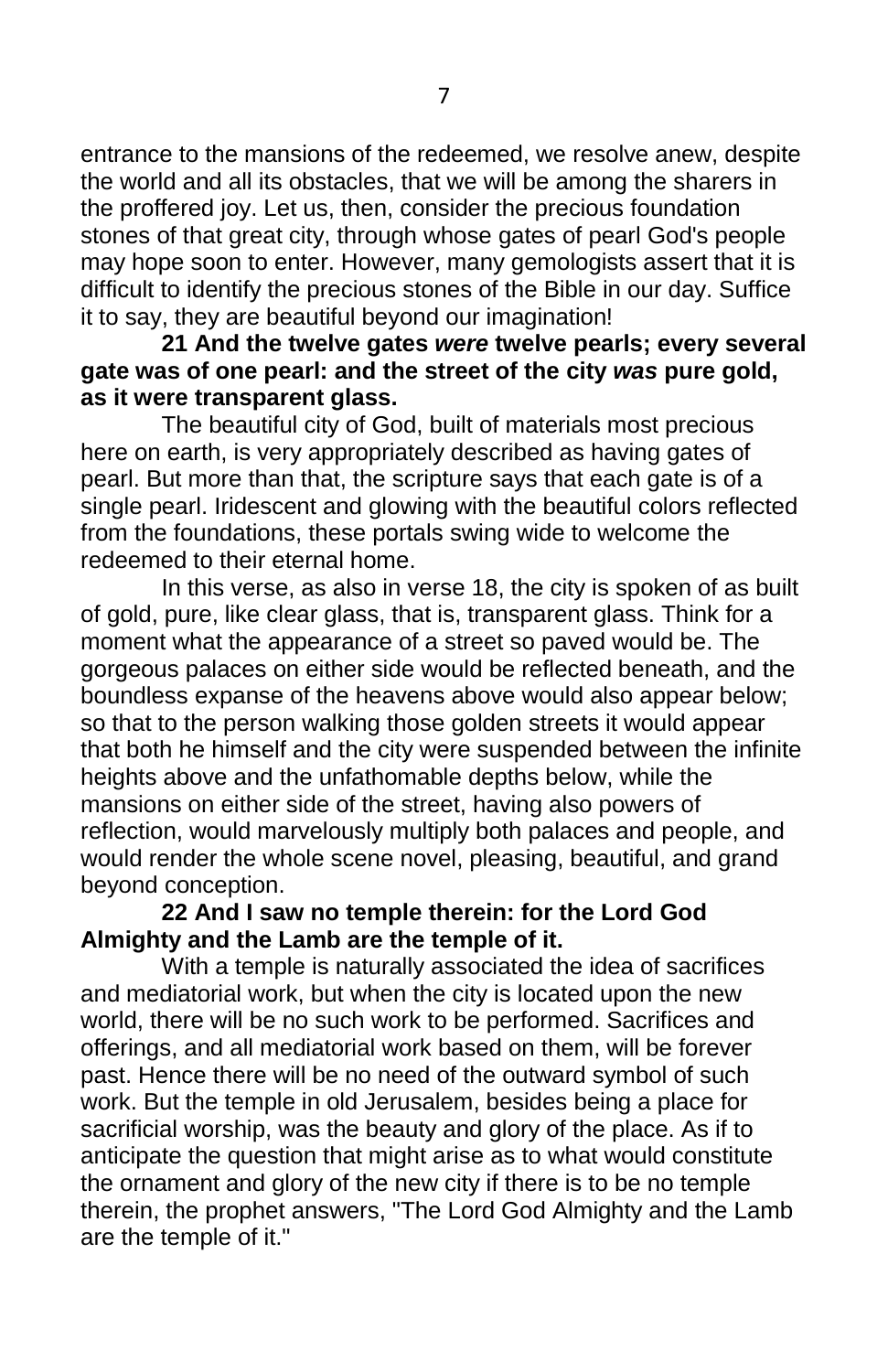entrance to the mansions of the redeemed, we resolve anew, despite the world and all its obstacles, that we will be among the sharers in the proffered joy. Let us, then, consider the precious foundation stones of that great city, through whose gates of pearl God's people may hope soon to enter. However, many gemologists assert that it is difficult to identify the precious stones of the Bible in our day. Suffice it to say, they are beautiful beyond our imagination!

**21 And the twelve gates *were* twelve pearls; every several gate was of one pearl: and the street of the city *was* pure gold, as it were transparent glass.**

The beautiful city of God, built of materials most precious here on earth, is very appropriately described as having gates of pearl. But more than that, the scripture says that each gate is of a single pearl. Iridescent and glowing with the beautiful colors reflected from the foundations, these portals swing wide to welcome the redeemed to their eternal home.

In this verse, as also in verse 18, the city is spoken of as built of gold, pure, like clear glass, that is, transparent glass. Think for a moment what the appearance of a street so paved would be. The gorgeous palaces on either side would be reflected beneath, and the boundless expanse of the heavens above would also appear below; so that to the person walking those golden streets it would appear that both he himself and the city were suspended between the infinite heights above and the unfathomable depths below, while the mansions on either side of the street, having also powers of reflection, would marvelously multiply both palaces and people, and would render the whole scene novel, pleasing, beautiful, and grand beyond conception.

**22 And I saw no temple therein: for the Lord God Almighty and the Lamb are the temple of it.**

With a temple is naturally associated the idea of sacrifices and mediatorial work, but when the city is located upon the new world, there will be no such work to be performed. Sacrifices and offerings, and all mediatorial work based on them, will be forever past. Hence there will be no need of the outward symbol of such work. But the temple in old Jerusalem, besides being a place for sacrificial worship, was the beauty and glory of the place. As if to anticipate the question that might arise as to what would constitute the ornament and glory of the new city if there is to be no temple therein, the prophet answers, "The Lord God Almighty and the Lamb are the temple of it."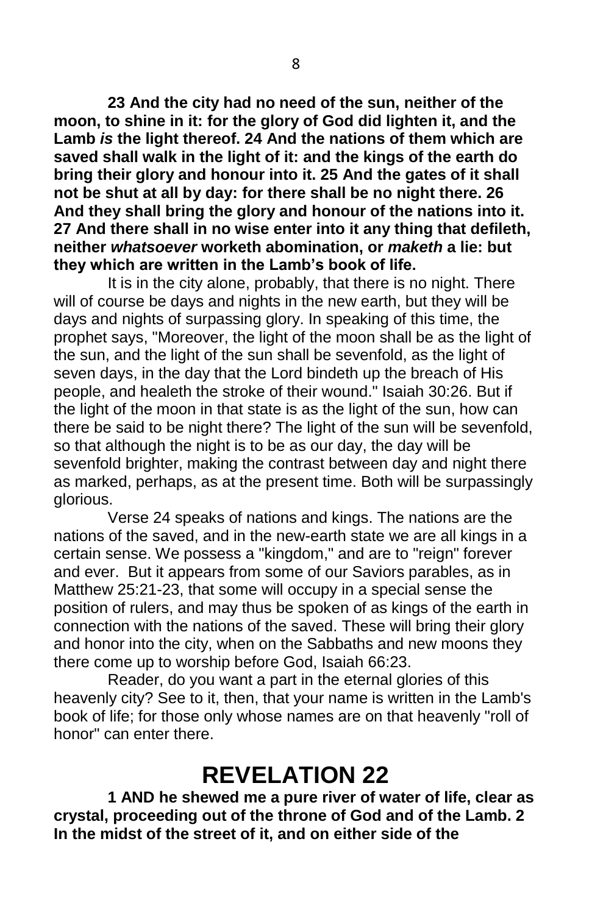**23 And the city had no need of the sun, neither of the moon, to shine in it: for the glory of God did lighten it, and the Lamb *is* the light thereof. 24 And the nations of them which are saved shall walk in the light of it: and the kings of the earth do bring their glory and honour into it. 25 And the gates of it shall not be shut at all by day: for there shall be no night there. 26 And they shall bring the glory and honour of the nations into it. 27 And there shall in no wise enter into it any thing that defileth, neither *whatsoever* worketh abomination, or *maketh* a lie: but they which are written in the Lamb's book of life.**

It is in the city alone, probably, that there is no night. There will of course be days and nights in the new earth, but they will be days and nights of surpassing glory. In speaking of this time, the prophet says, "Moreover, the light of the moon shall be as the light of the sun, and the light of the sun shall be sevenfold, as the light of seven days, in the day that the Lord bindeth up the breach of His people, and healeth the stroke of their wound." Isaiah 30:26. But if the light of the moon in that state is as the light of the sun, how can there be said to be night there? The light of the sun will be sevenfold, so that although the night is to be as our day, the day will be sevenfold brighter, making the contrast between day and night there as marked, perhaps, as at the present time. Both will be surpassingly glorious.

Verse 24 speaks of nations and kings. The nations are the nations of the saved, and in the new-earth state we are all kings in a certain sense. We possess a "kingdom," and are to "reign" forever and ever. But it appears from some of our Saviors parables, as in Matthew 25:21-23, that some will occupy in a special sense the position of rulers, and may thus be spoken of as kings of the earth in connection with the nations of the saved. These will bring their glory and honor into the city, when on the Sabbaths and new moons they there come up to worship before God, Isaiah 66:23.

Reader, do you want a part in the eternal glories of this heavenly city? See to it, then, that your name is written in the Lamb's book of life; for those only whose names are on that heavenly "roll of honor" can enter there.

# REVELATION 22

**1 AND he shewed me a pure river of water of life, clear as crystal, proceeding out of the throne of God and of the Lamb. 2 In the midst of the street of it, and on either side of the**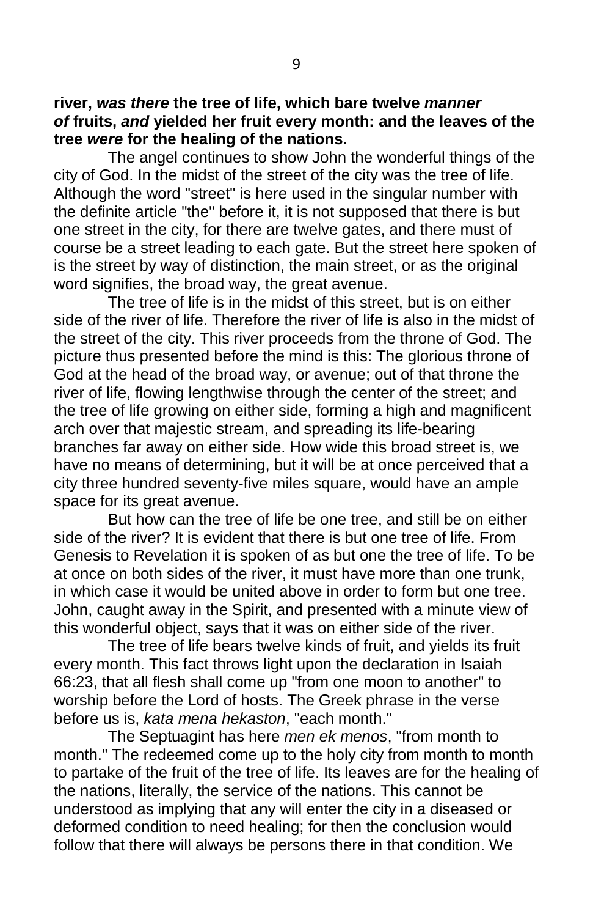**river, *was there* the tree of life, which bare twelve *manner of* fruits, *and* yielded her fruit every month: and the leaves of the tree *were* for the healing of the nations.**

The angel continues to show John the wonderful things of the city of God. In the midst of the street of the city was the tree of life. Although the word "street" is here used in the singular number with the definite article "the" before it, it is not supposed that there is but one street in the city, for there are twelve gates, and there must of course be a street leading to each gate. But the street here spoken of is the street by way of distinction, the main street, or as the original word signifies, the broad way, the great avenue.

The tree of life is in the midst of this street, but is on either side of the river of life. Therefore the river of life is also in the midst of the street of the city. This river proceeds from the throne of God. The picture thus presented before the mind is this: The glorious throne of God at the head of the broad way, or avenue; out of that throne the river of life, flowing lengthwise through the center of the street; and the tree of life growing on either side, forming a high and magnificent arch over that majestic stream, and spreading its life-bearing branches far away on either side. How wide this broad street is, we have no means of determining, but it will be at once perceived that a city three hundred seventy-five miles square, would have an ample space for its great avenue.

But how can the tree of life be one tree, and still be on either side of the river? It is evident that there is but one tree of life. From Genesis to Revelation it is spoken of as but one the tree of life. To be at once on both sides of the river, it must have more than one trunk, in which case it would be united above in order to form but one tree. John, caught away in the Spirit, and presented with a minute view of this wonderful object, says that it was on either side of the river.

The tree of life bears twelve kinds of fruit, and yields its fruit every month. This fact throws light upon the declaration in Isaiah 66:23, that all flesh shall come up "from one moon to another" to worship before the Lord of hosts. The Greek phrase in the verse before us is, *kata mena hekaston*, "each month."

The Septuagint has here *men ek menos*, "from month to month." The redeemed come up to the holy city from month to month to partake of the fruit of the tree of life. Its leaves are for the healing of the nations, literally, the service of the nations. This cannot be understood as implying that any will enter the city in a diseased or deformed condition to need healing; for then the conclusion would follow that there will always be persons there in that condition. We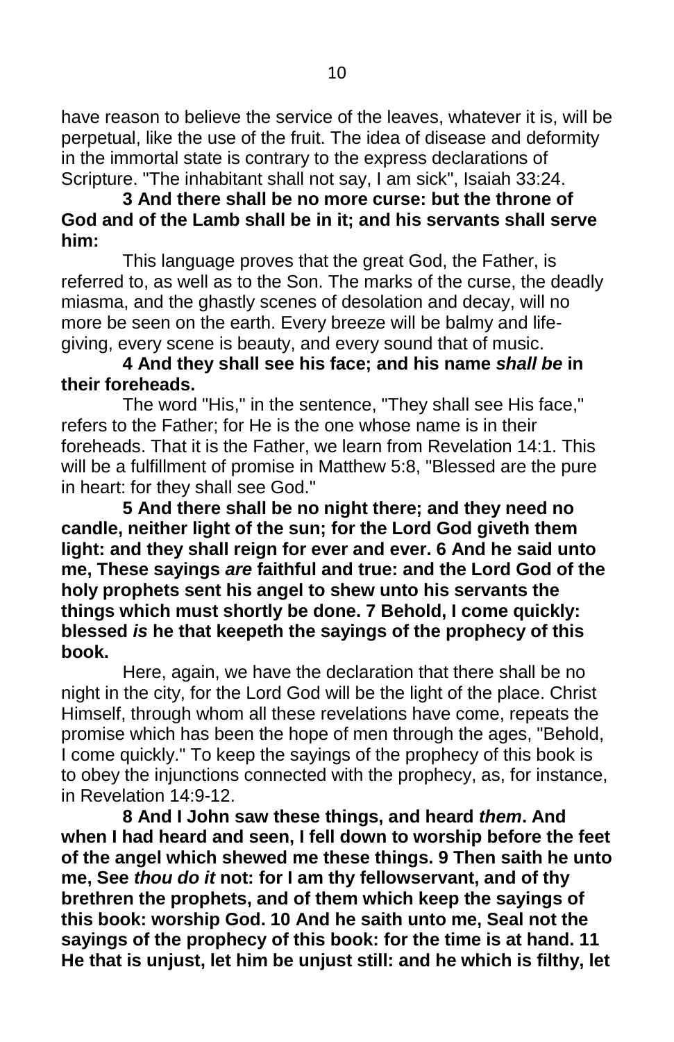have reason to believe the service of the leaves, whatever it is, will be perpetual, like the use of the fruit. The idea of disease and deformity in the immortal state is contrary to the express declarations of Scripture. "The inhabitant shall not say, I am sick", Isaiah 33:24.

**3 And there shall be no more curse: but the throne of God and of the Lamb shall be in it; and his servants shall serve him:**

This language proves that the great God, the Father, is referred to, as well as to the Son. The marks of the curse, the deadly miasma, and the ghastly scenes of desolation and decay, will no more be seen on the earth. Every breeze will be balmy and life-giving, every scene is beauty, and every sound that of music.

**4 And they shall see his face; and his name *shall be* in their foreheads.**

The word "His," in the sentence, "They shall see His face," refers to the Father; for He is the one whose name is in their foreheads. That it is the Father, we learn from Revelation 14:1. This will be a fulfillment of promise in Matthew 5:8, "Blessed are the pure in heart: for they shall see God."

**5 And there shall be no night there; and they need no candle, neither light of the sun; for the Lord God giveth them light: and they shall reign for ever and ever. 6 And he said unto me, These sayings *are* faithful and true: and the Lord God of the holy prophets sent his angel to shew unto his servants the things which must shortly be done. 7 Behold, I come quickly: blessed *is* he that keepeth the sayings of the prophecy of this book.**

Here, again, we have the declaration that there shall be no night in the city, for the Lord God will be the light of the place. Christ Himself, through whom all these revelations have come, repeats the promise which has been the hope of men through the ages, "Behold, I come quickly." To keep the sayings of the prophecy of this book is to obey the injunctions connected with the prophecy, as, for instance, in Revelation 14:9-12.

**8 And I John saw these things, and heard *them*. And when I had heard and seen, I fell down to worship before the feet of the angel which shewed me these things. 9 Then saith he unto me, See *thou do it* not: for I am thy fellowservant, and of thy brethren the prophets, and of them which keep the sayings of this book: worship God. 10 And he saith unto me, Seal not the sayings of the prophecy of this book: for the time is at hand. 11 He that is unjust, let him be unjust still: and he which is filthy, let**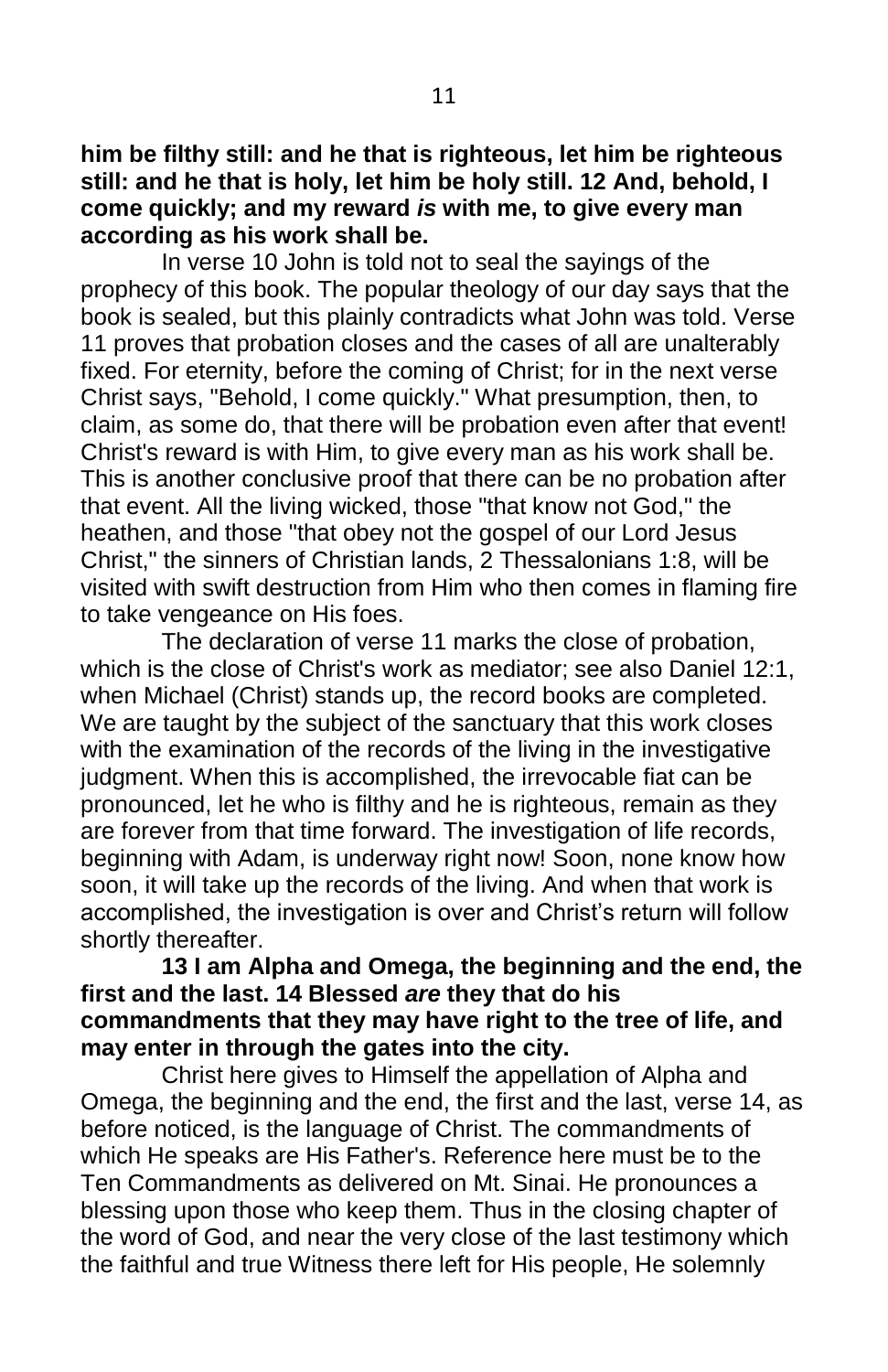**him be filthy still: and he that is righteous, let him be righteous still: and he that is holy, let him be holy still. 12 And, behold, I come quickly; and my reward *is* with me, to give every man according as his work shall be.**

In verse 10 John is told not to seal the sayings of the prophecy of this book. The popular theology of our day says that the book is sealed, but this plainly contradicts what John was told. Verse 11 proves that probation closes and the cases of all are unalterably fixed. For eternity, before the coming of Christ; for in the next verse Christ says, "Behold, I come quickly." What presumption, then, to claim, as some do, that there will be probation even after that event! Christ's reward is with Him, to give every man as his work shall be. This is another conclusive proof that there can be no probation after that event. All the living wicked, those "that know not God," the heathen, and those "that obey not the gospel of our Lord Jesus Christ," the sinners of Christian lands, 2 Thessalonians 1:8, will be visited with swift destruction from Him who then comes in flaming fire to take vengeance on His foes.

The declaration of verse 11 marks the close of probation, which is the close of Christ's work as mediator; see also Daniel 12:1, when Michael (Christ) stands up, the record books are completed. We are taught by the subject of the sanctuary that this work closes with the examination of the records of the living in the investigative judgment. When this is accomplished, the irrevocable fiat can be pronounced, let he who is filthy and he is righteous, remain as they are forever from that time forward. The investigation of life records, beginning with Adam, is underway right now! Soon, none know how soon, it will take up the records of the living. And when that work is accomplished, the investigation is over and Christ's return will follow shortly thereafter.

**13 I am Alpha and Omega, the beginning and the end, the first and the last. 14 Blessed *are* they that do his commandments that they may have right to the tree of life, and may enter in through the gates into the city.**

Christ here gives to Himself the appellation of Alpha and Omega, the beginning and the end, the first and the last, verse 14, as before noticed, is the language of Christ. The commandments of which He speaks are His Father's. Reference here must be to the Ten Commandments as delivered on Mt. Sinai. He pronounces a blessing upon those who keep them. Thus in the closing chapter of the word of God, and near the very close of the last testimony which the faithful and true Witness there left for His people, He solemnly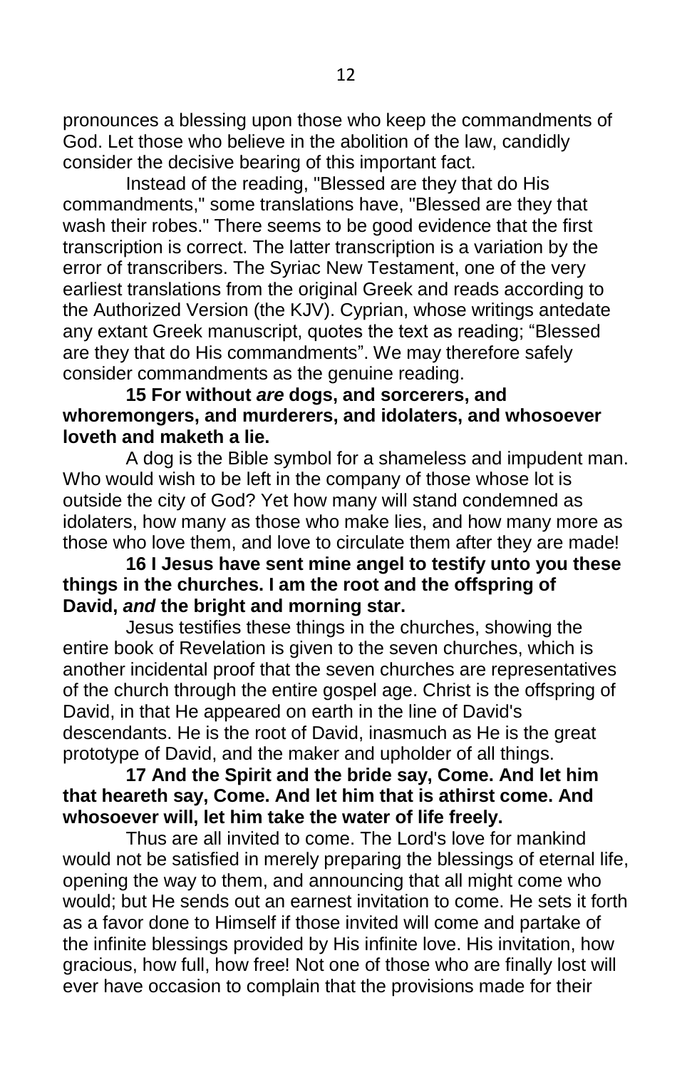pronounces a blessing upon those who keep the commandments of God. Let those who believe in the abolition of the law, candidly consider the decisive bearing of this important fact.

Instead of the reading, "Blessed are they that do His commandments," some translations have, "Blessed are they that wash their robes." There seems to be good evidence that the first transcription is correct. The latter transcription is a variation by the error of transcribers. The Syriac New Testament, one of the very earliest translations from the original Greek and reads according to the Authorized Version (the KJV). Cyprian, whose writings antedate any extant Greek manuscript, quotes the text as reading; "Blessed are they that do His commandments". We may therefore safely consider commandments as the genuine reading.

**15 For without *are* dogs, and sorcerers, and whoremongers, and murderers, and idolaters, and whosoever loveth and maketh a lie.**

A dog is the Bible symbol for a shameless and impudent man. Who would wish to be left in the company of those whose lot is outside the city of God? Yet how many will stand condemned as idolaters, how many as those who make lies, and how many more as those who love them, and love to circulate them after they are made!

**16 I Jesus have sent mine angel to testify unto you these things in the churches. I am the root and the offspring of David, *and* the bright and morning star.**

Jesus testifies these things in the churches, showing the entire book of Revelation is given to the seven churches, which is another incidental proof that the seven churches are representatives of the church through the entire gospel age. Christ is the offspring of David, in that He appeared on earth in the line of David's descendants. He is the root of David, inasmuch as He is the great prototype of David, and the maker and upholder of all things.

**17 And the Spirit and the bride say, Come. And let him that heareth say, Come. And let him that is athirst come. And whosoever will, let him take the water of life freely.**

Thus are all invited to come. The Lord's love for mankind would not be satisfied in merely preparing the blessings of eternal life, opening the way to them, and announcing that all might come who would; but He sends out an earnest invitation to come. He sets it forth as a favor done to Himself if those invited will come and partake of the infinite blessings provided by His infinite love. His invitation, how gracious, how full, how free! Not one of those who are finally lost will ever have occasion to complain that the provisions made for their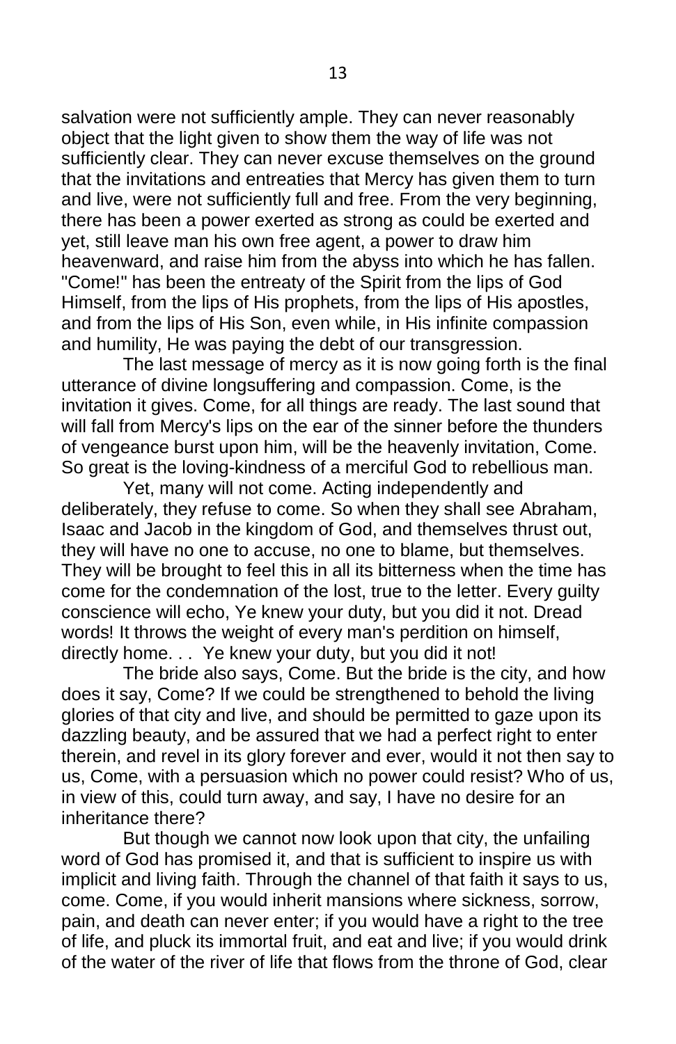salvation were not sufficiently ample. They can never reasonably object that the light given to show them the way of life was not sufficiently clear. They can never excuse themselves on the ground that the invitations and entreaties that Mercy has given them to turn and live, were not sufficiently full and free. From the very beginning, there has been a power exerted as strong as could be exerted and yet, still leave man his own free agent, a power to draw him heavenward, and raise him from the abyss into which he has fallen. "Come!" has been the entreaty of the Spirit from the lips of God Himself, from the lips of His prophets, from the lips of His apostles, and from the lips of His Son, even while, in His infinite compassion and humility, He was paying the debt of our transgression.

The last message of mercy as it is now going forth is the final utterance of divine longsuffering and compassion. Come, is the invitation it gives. Come, for all things are ready. The last sound that will fall from Mercy's lips on the ear of the sinner before the thunders of vengeance burst upon him, will be the heavenly invitation, Come. So great is the loving-kindness of a merciful God to rebellious man.

Yet, many will not come. Acting independently and deliberately, they refuse to come. So when they shall see Abraham, Isaac and Jacob in the kingdom of God, and themselves thrust out, they will have no one to accuse, no one to blame, but themselves. They will be brought to feel this in all its bitterness when the time has come for the condemnation of the lost, true to the letter. Every guilty conscience will echo, Ye knew your duty, but you did it not. Dread words! It throws the weight of every man's perdition on himself, directly home. . . Ye knew your duty, but you did it not!

The bride also says, Come. But the bride is the city, and how does it say, Come? If we could be strengthened to behold the living glories of that city and live, and should be permitted to gaze upon its dazzling beauty, and be assured that we had a perfect right to enter therein, and revel in its glory forever and ever, would it not then say to us, Come, with a persuasion which no power could resist? Who of us, in view of this, could turn away, and say, I have no desire for an inheritance there?

But though we cannot now look upon that city, the unfailing word of God has promised it, and that is sufficient to inspire us with implicit and living faith. Through the channel of that faith it says to us, come. Come, if you would inherit mansions where sickness, sorrow, pain, and death can never enter; if you would have a right to the tree of life, and pluck its immortal fruit, and eat and live; if you would drink of the water of the river of life that flows from the throne of God, clear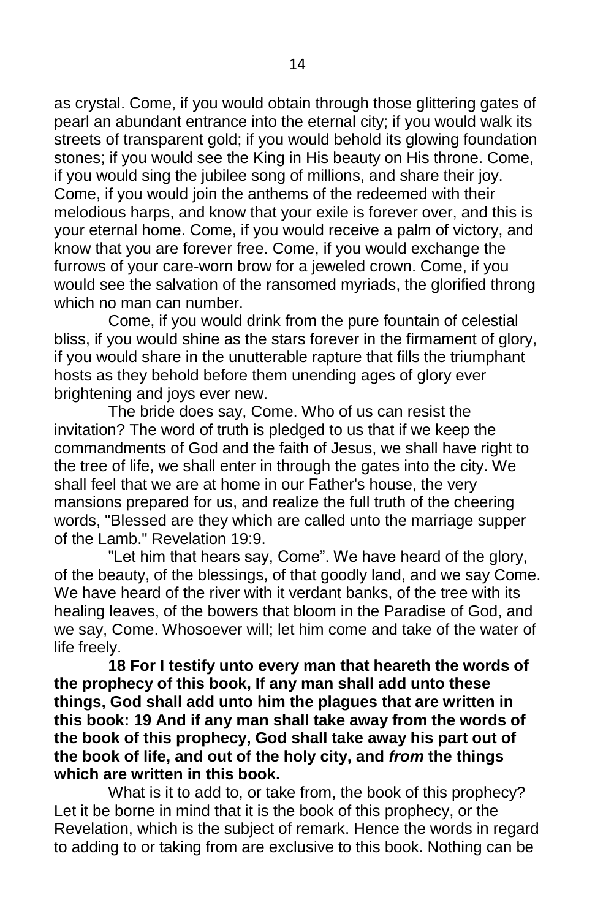as crystal. Come, if you would obtain through those glittering gates of pearl an abundant entrance into the eternal city; if you would walk its streets of transparent gold; if you would behold its glowing foundation stones; if you would see the King in His beauty on His throne. Come, if you would sing the jubilee song of millions, and share their joy. Come, if you would join the anthems of the redeemed with their melodious harps, and know that your exile is forever over, and this is your eternal home. Come, if you would receive a palm of victory, and know that you are forever free. Come, if you would exchange the furrows of your care-worn brow for a jeweled crown. Come, if you would see the salvation of the ransomed myriads, the glorified throng which no man can number.

Come, if you would drink from the pure fountain of celestial bliss, if you would shine as the stars forever in the firmament of glory, if you would share in the unutterable rapture that fills the triumphant hosts as they behold before them unending ages of glory ever brightening and joys ever new.

The bride does say, Come. Who of us can resist the invitation? The word of truth is pledged to us that if we keep the commandments of God and the faith of Jesus, we shall have right to the tree of life, we shall enter in through the gates into the city. We shall feel that we are at home in our Father's house, the very mansions prepared for us, and realize the full truth of the cheering words, "Blessed are they which are called unto the marriage supper of the Lamb." Revelation 19:9.

"Let him that hears say, Come". We have heard of the glory, of the beauty, of the blessings, of that goodly land, and we say Come. We have heard of the river with it verdant banks, of the tree with its healing leaves, of the bowers that bloom in the Paradise of God, and we say, Come. Whosoever will; let him come and take of the water of life freely.

**18 For I testify unto every man that heareth the words of the prophecy of this book, If any man shall add unto these things, God shall add unto him the plagues that are written in this book: 19 And if any man shall take away from the words of the book of this prophecy, God shall take away his part out of the book of life, and out of the holy city, and *from* the things which are written in this book.**

What is it to add to, or take from, the book of this prophecy? Let it be borne in mind that it is the book of this prophecy, or the Revelation, which is the subject of remark. Hence the words in regard to adding to or taking from are exclusive to this book. Nothing can be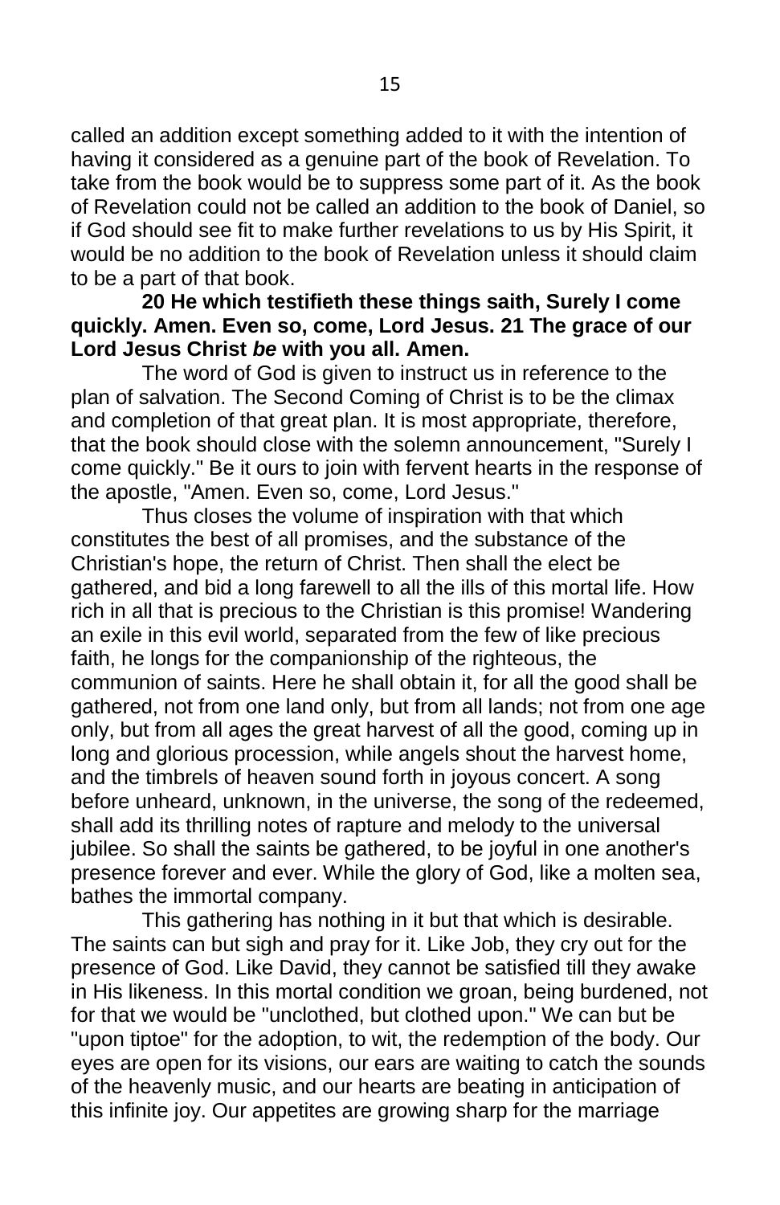called an addition except something added to it with the intention of having it considered as a genuine part of the book of Revelation. To take from the book would be to suppress some part of it. As the book of Revelation could not be called an addition to the book of Daniel, so if God should see fit to make further revelations to us by His Spirit, it would be no addition to the book of Revelation unless it should claim to be a part of that book.

**20 He which testifieth these things saith, Surely I come quickly. Amen. Even so, come, Lord Jesus. 21 The grace of our Lord Jesus Christ *be* with you all. Amen.**

The word of God is given to instruct us in reference to the plan of salvation. The Second Coming of Christ is to be the climax and completion of that great plan. It is most appropriate, therefore, that the book should close with the solemn announcement, "Surely I come quickly." Be it ours to join with fervent hearts in the response of the apostle, "Amen. Even so, come, Lord Jesus."

Thus closes the volume of inspiration with that which constitutes the best of all promises, and the substance of the Christian's hope, the return of Christ. Then shall the elect be gathered, and bid a long farewell to all the ills of this mortal life. How rich in all that is precious to the Christian is this promise! Wandering an exile in this evil world, separated from the few of like precious faith, he longs for the companionship of the righteous, the communion of saints. Here he shall obtain it, for all the good shall be gathered, not from one land only, but from all lands; not from one age only, but from all ages the great harvest of all the good, coming up in long and glorious procession, while angels shout the harvest home, and the timbrels of heaven sound forth in joyous concert. A song before unheard, unknown, in the universe, the song of the redeemed, shall add its thrilling notes of rapture and melody to the universal jubilee. So shall the saints be gathered, to be joyful in one another's presence forever and ever. While the glory of God, like a molten sea, bathes the immortal company.

This gathering has nothing in it but that which is desirable. The saints can but sigh and pray for it. Like Job, they cry out for the presence of God. Like David, they cannot be satisfied till they awake in His likeness. In this mortal condition we groan, being burdened, not for that we would be "unclothed, but clothed upon." We can but be "upon tiptoe" for the adoption, to wit, the redemption of the body. Our eyes are open for its visions, our ears are waiting to catch the sounds of the heavenly music, and our hearts are beating in anticipation of this infinite joy. Our appetites are growing sharp for the marriage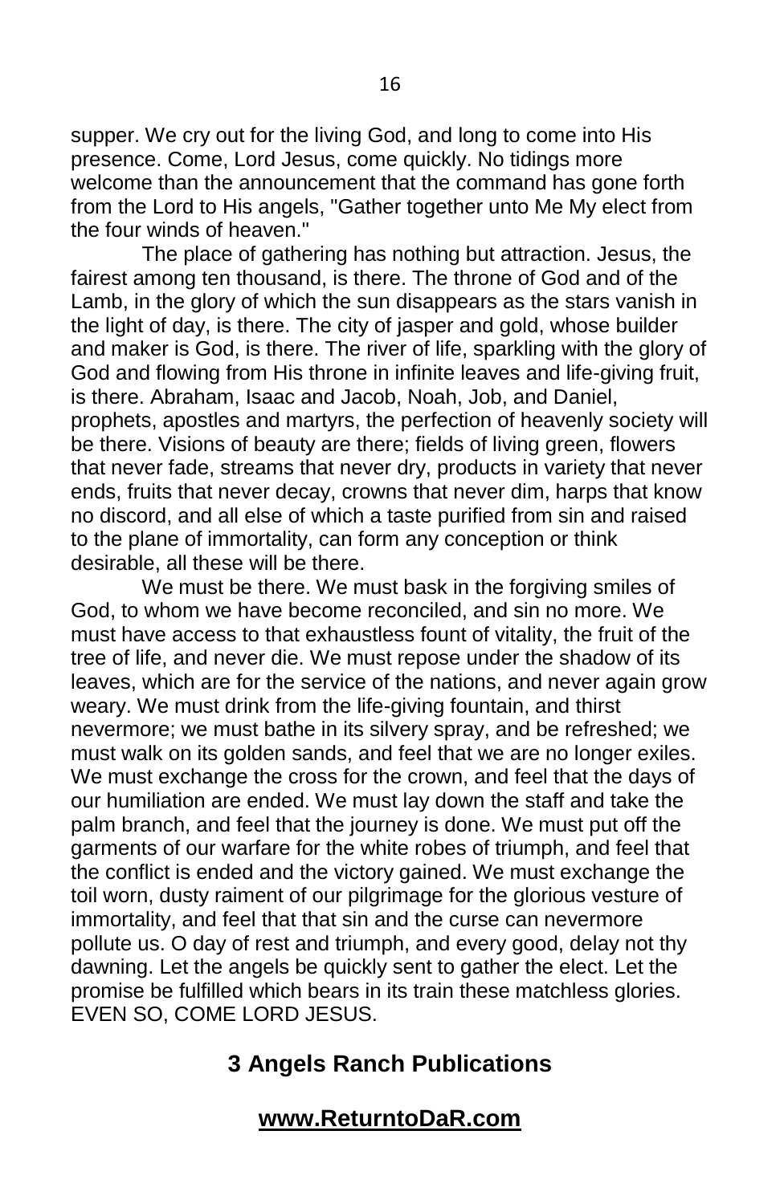supper. We cry out for the living God, and long to come into His presence. Come, Lord Jesus, come quickly. No tidings more welcome than the announcement that the command has gone forth from the Lord to His angels, "Gather together unto Me My elect from the four winds of heaven."

The place of gathering has nothing but attraction. Jesus, the fairest among ten thousand, is there. The throne of God and of the Lamb, in the glory of which the sun disappears as the stars vanish in the light of day, is there. The city of jasper and gold, whose builder and maker is God, is there. The river of life, sparkling with the glory of God and flowing from His throne in infinite leaves and life-giving fruit, is there. Abraham, Isaac and Jacob, Noah, Job, and Daniel, prophets, apostles and martyrs, the perfection of heavenly society will be there. Visions of beauty are there; fields of living green, flowers that never fade, streams that never dry, products in variety that never ends, fruits that never decay, crowns that never dim, harps that know no discord, and all else of which a taste purified from sin and raised to the plane of immortality, can form any conception or think desirable, all these will be there.

We must be there. We must bask in the forgiving smiles of God, to whom we have become reconciled, and sin no more. We must have access to that exhaustless fount of vitality, the fruit of the tree of life, and never die. We must repose under the shadow of its leaves, which are for the service of the nations, and never again grow weary. We must drink from the life-giving fountain, and thirst nevermore; we must bathe in its silvery spray, and be refreshed; we must walk on its golden sands, and feel that we are no longer exiles. We must exchange the cross for the crown, and feel that the days of our humiliation are ended. We must lay down the staff and take the palm branch, and feel that the journey is done. We must put off the garments of our warfare for the white robes of triumph, and feel that the conflict is ended and the victory gained. We must exchange the toil worn, dusty raiment of our pilgrimage for the glorious vesture of immortality, and feel that that sin and the curse can nevermore pollute us. O day of rest and triumph, and every good, delay not thy dawning. Let the angels be quickly sent to gather the elect. Let the promise be fulfilled which bears in its train these matchless glories. EVEN SO, COME LORD JESUS.

## 3 Angels Ranch Publications

**www.ReturntoDaR.com**